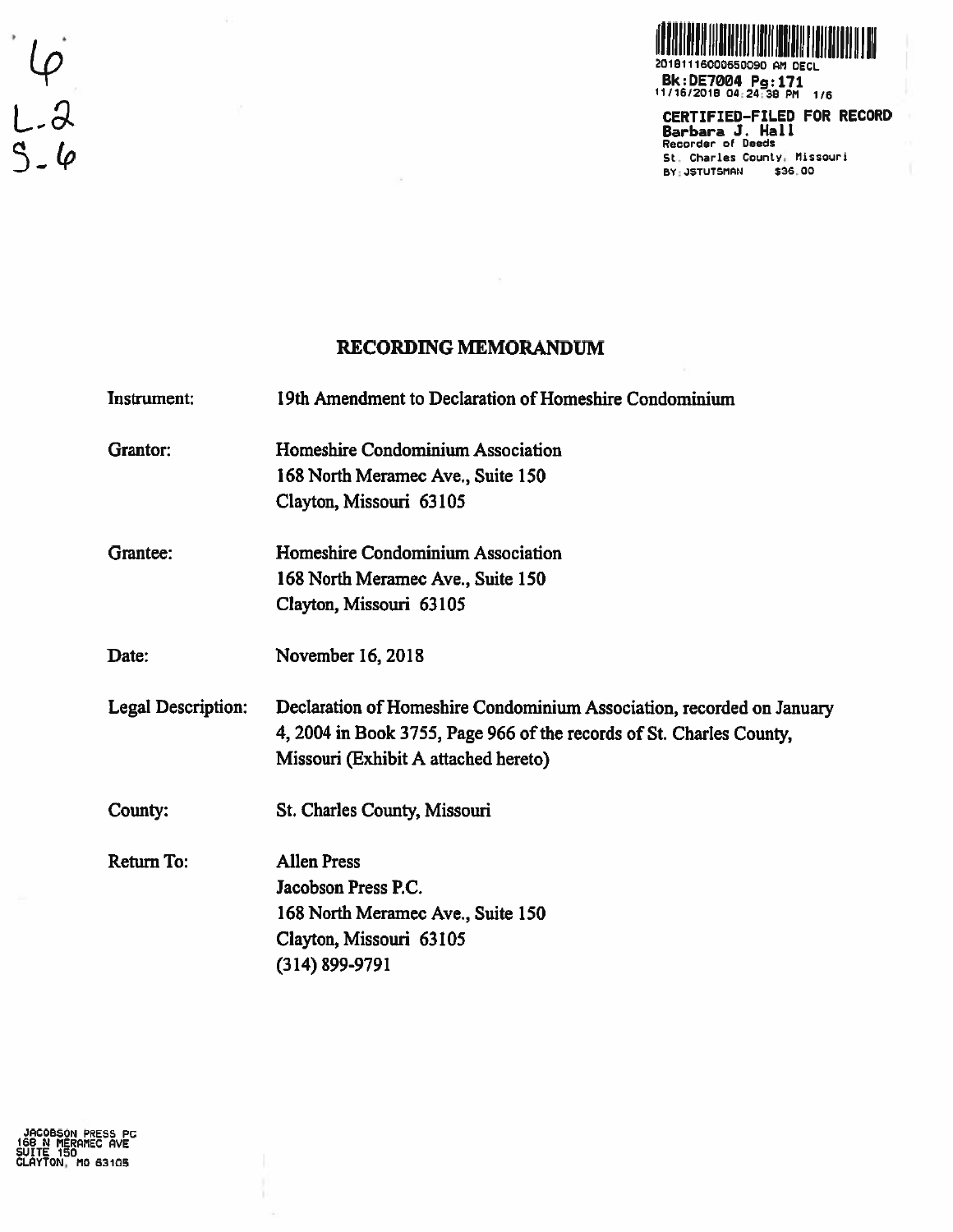6
L-2
S-6

2018111600065009​0 AM DECL
**Bk:DE7004 Pg:171**
11/16/2018 04:24:38 PM 1/6

**CERTIFIED-FILED FOR RECORD**
**Barbara J. Hall**
Recorder of Deeds
St. Charles County, Missouri
BY: JSTUTSMAN $36.00

# RECORDING MEMORANDUM

| | |
|---|---|
| Instrument: | 19th Amendment to Declaration of Homeshire Condominium |
| Grantor: | Homeshire Condominium Association<br>168 North Meramec Ave., Suite 150<br>Clayton, Missouri 63105 |
| Grantee: | Homeshire Condominium Association<br>168 North Meramec Ave., Suite 150<br>Clayton, Missouri 63105 |
| Date: | November 16, 2018 |
| Legal Description: | Declaration of Homeshire Condominium Association, recorded on January 4, 2004 in Book 3755, Page 966 of the records of St. Charles County, Missouri (Exhibit A attached hereto) |
| County: | St. Charles County, Missouri |
| Return To: | Allen Press<br>Jacobson Press P.C.<br>168 North Meramec Ave., Suite 150<br>Clayton, Missouri 63105<br>(314) 899-9791 |

JACOBSON PRESS PC
168 N MERAMEC AVE
SUITE 150
CLAYTON, MO 63105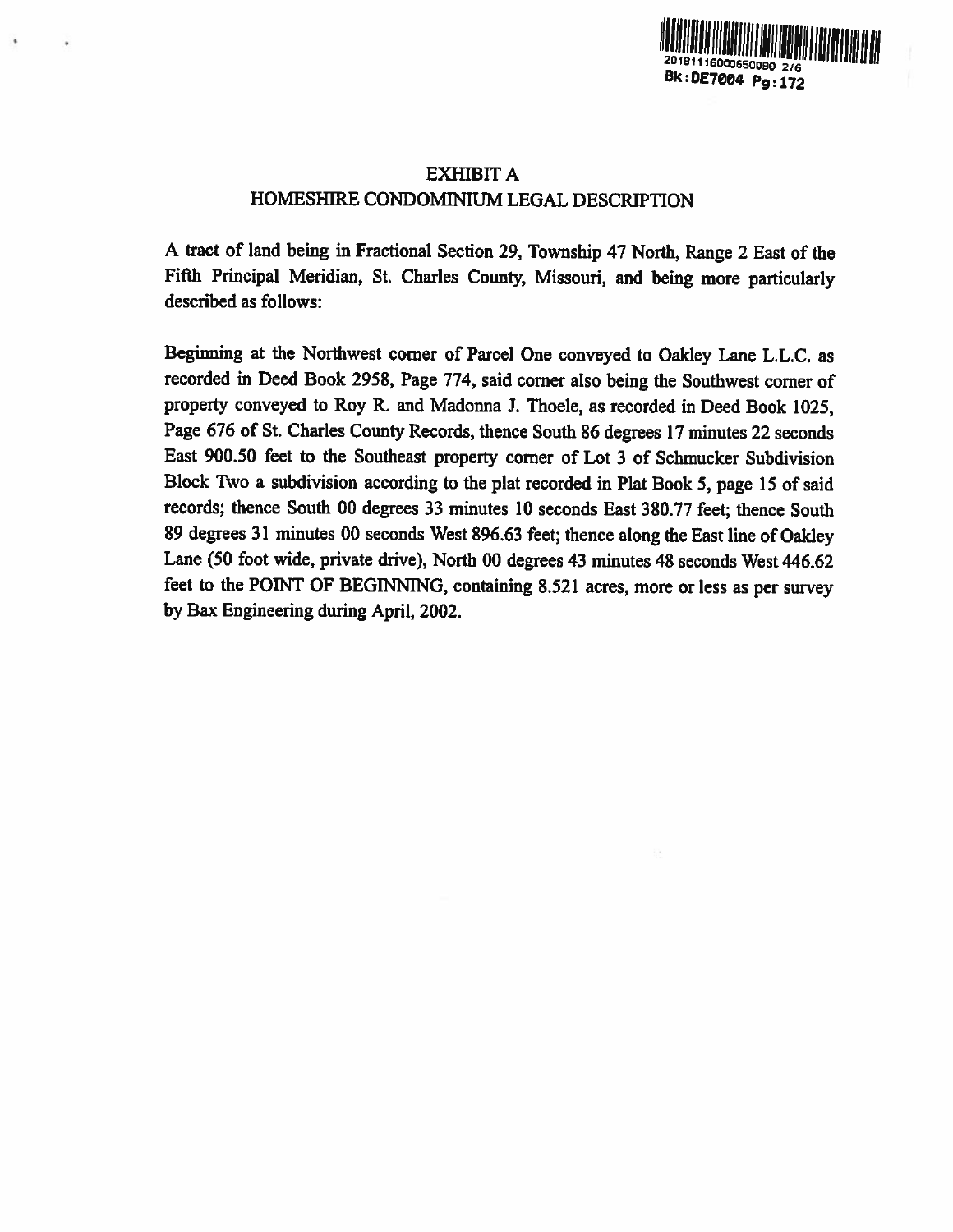# EXHIBIT A

## HOMESHIRE CONDOMINIUM LEGAL DESCRIPTION

A tract of land being in Fractional Section 29, Township 47 North, Range 2 East of the Fifth Principal Meridian, St. Charles County, Missouri, and being more particularly described as follows:

Beginning at the Northwest corner of Parcel One conveyed to Oakley Lane L.L.C. as recorded in Deed Book 2958, Page 774, said corner also being the Southwest corner of property conveyed to Roy R. and Madonna J. Thoele, as recorded in Deed Book 1025, Page 676 of St. Charles County Records, thence South 86 degrees 17 minutes 22 seconds East 900.50 feet to the Southeast property corner of Lot 3 of Schmucker Subdivision Block Two a subdivision according to the plat recorded in Plat Book 5, page 15 of said records; thence South 00 degrees 33 minutes 10 seconds East 380.77 feet; thence South 89 degrees 31 minutes 00 seconds West 896.63 feet; thence along the East line of Oakley Lane (50 foot wide, private drive), North 00 degrees 43 minutes 48 seconds West 446.62 feet to the POINT OF BEGINNING, containing 8.521 acres, more or less as per survey by Bax Engineering during April, 2002.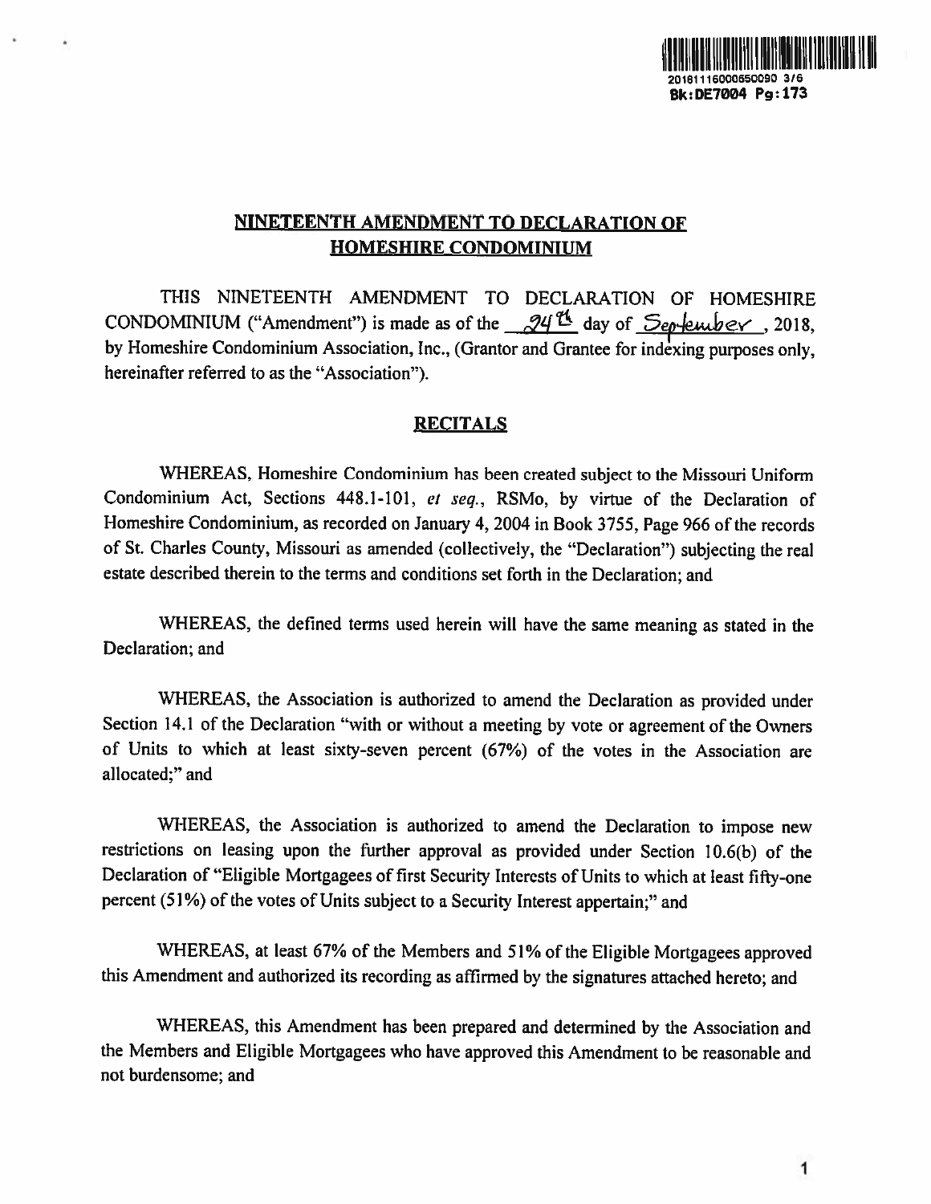## NINETEENTH AMENDMENT TO DECLARATION OF HOMESHIRE CONDOMINIUM

THIS NINETEENTH AMENDMENT TO DECLARATION OF HOMESHIRE CONDOMINIUM ("Amendment") is made as of the 24th day of September, 2018, by Homeshire Condominium Association, Inc., (Grantor and Grantee for indexing purposes only, hereinafter referred to as the "Association").

## RECITALS

WHEREAS, Homeshire Condominium has been created subject to the Missouri Uniform Condominium Act, Sections 448.1-101, *et seq.*, RSMo, by virtue of the Declaration of Homeshire Condominium, as recorded on January 4, 2004 in Book 3755, Page 966 of the records of St. Charles County, Missouri as amended (collectively, the "Declaration") subjecting the real estate described therein to the terms and conditions set forth in the Declaration; and

WHEREAS, the defined terms used herein will have the same meaning as stated in the Declaration; and

WHEREAS, the Association is authorized to amend the Declaration as provided under Section 14.1 of the Declaration "with or without a meeting by vote or agreement of the Owners of Units to which at least sixty-seven percent (67%) of the votes in the Association are allocated;" and

WHEREAS, the Association is authorized to amend the Declaration to impose new restrictions on leasing upon the further approval as provided under Section 10.6(b) of the Declaration of "Eligible Mortgagees of first Security Interests of Units to which at least fifty-one percent (51%) of the votes of Units subject to a Security Interest appertain;" and

WHEREAS, at least 67% of the Members and 51% of the Eligible Mortgagees approved this Amendment and authorized its recording as affirmed by the signatures attached hereto; and

WHEREAS, this Amendment has been prepared and determined by the Association and the Members and Eligible Mortgagees who have approved this Amendment to be reasonable and not burdensome; and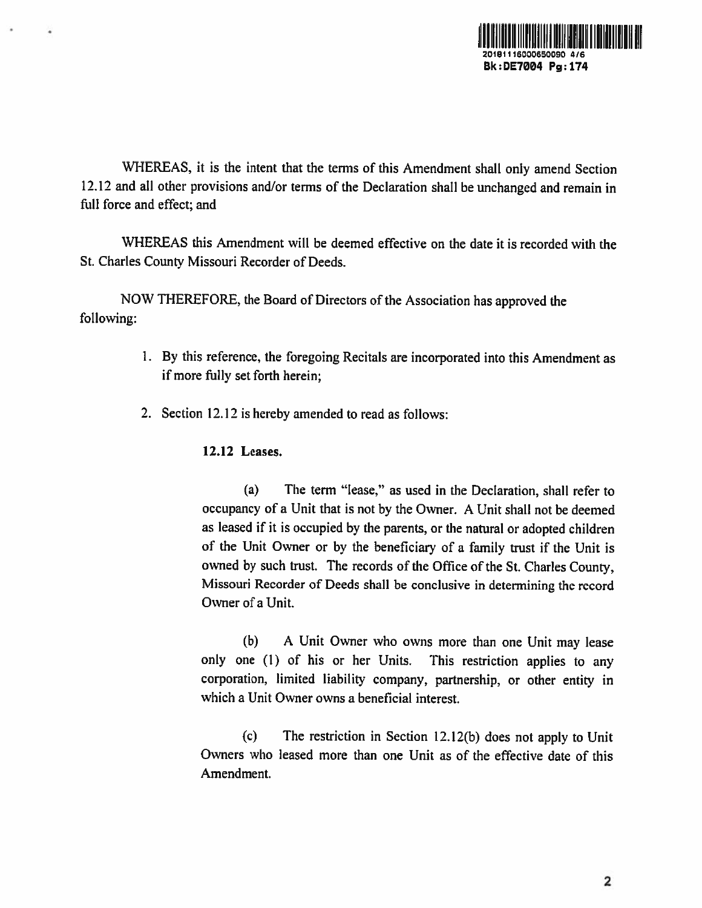WHEREAS, it is the intent that the terms of this Amendment shall only amend Section 12.12 and all other provisions and/or terms of the Declaration shall be unchanged and remain in full force and effect; and

WHEREAS this Amendment will be deemed effective on the date it is recorded with the St. Charles County Missouri Recorder of Deeds.

NOW THEREFORE, the Board of Directors of the Association has approved the following:

1. By this reference, the foregoing Recitals are incorporated into this Amendment as if more fully set forth herein;

2. Section 12.12 is hereby amended to read as follows:

**12.12 Leases.**

(a) The term "lease," as used in the Declaration, shall refer to occupancy of a Unit that is not by the Owner. A Unit shall not be deemed as leased if it is occupied by the parents, or the natural or adopted children of the Unit Owner or by the beneficiary of a family trust if the Unit is owned by such trust. The records of the Office of the St. Charles County, Missouri Recorder of Deeds shall be conclusive in determining the record Owner of a Unit.

(b) A Unit Owner who owns more than one Unit may lease only one (1) of his or her Units. This restriction applies to any corporation, limited liability company, partnership, or other entity in which a Unit Owner owns a beneficial interest.

(c) The restriction in Section 12.12(b) does not apply to Unit Owners who leased more than one Unit as of the effective date of this Amendment.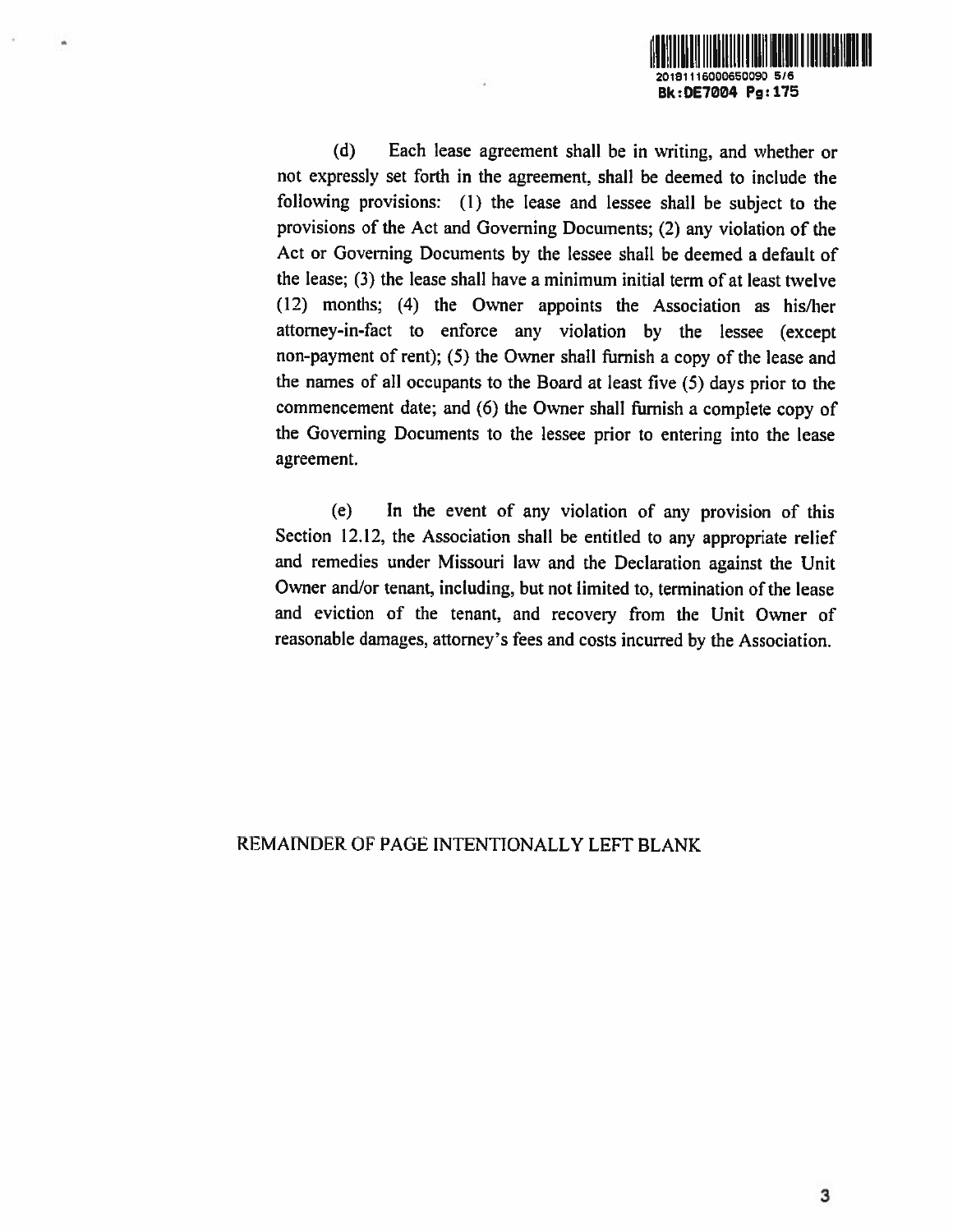(d) Each lease agreement shall be in writing, and whether or not expressly set forth in the agreement, shall be deemed to include the following provisions: (1) the lease and lessee shall be subject to the provisions of the Act and Governing Documents; (2) any violation of the Act or Governing Documents by the lessee shall be deemed a default of the lease; (3) the lease shall have a minimum initial term of at least twelve (12) months; (4) the Owner appoints the Association as his/her attorney-in-fact to enforce any violation by the lessee (except non-payment of rent); (5) the Owner shall furnish a copy of the lease and the names of all occupants to the Board at least five (5) days prior to the commencement date; and (6) the Owner shall furnish a complete copy of the Governing Documents to the lessee prior to entering into the lease agreement.

(e) In the event of any violation of any provision of this Section 12.12, the Association shall be entitled to any appropriate relief and remedies under Missouri law and the Declaration against the Unit Owner and/or tenant, including, but not limited to, termination of the lease and eviction of the tenant, and recovery from the Unit Owner of reasonable damages, attorney's fees and costs incurred by the Association.

REMAINDER OF PAGE INTENTIONALLY LEFT BLANK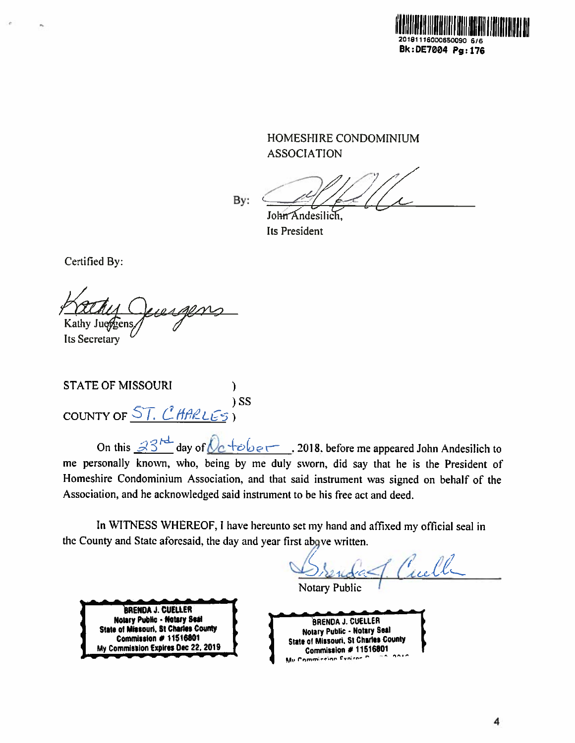20181116000650090 6/6
Bk:DE7004 Pg:176

HOMESHIRE CONDOMINIUM ASSOCIATION

By: _______________________
John Andesilich,
Its President

Certified By:

_______________________
Kathy Juergens,
Its Secretary

STATE OF MISSOURI )
) SS
COUNTY OF ST. CHARLES )

On this 23rd day of October, 2018, before me appeared John Andesilich to me personally known, who, being by me duly sworn, did say that he is the President of Homeshire Condominium Association, and that said instrument was signed on behalf of the Association, and he acknowledged said instrument to be his free act and deed.

In WITNESS WHEREOF, I have hereunto set my hand and affixed my official seal in the County and State aforesaid, the day and year first above written.

_______________________
Notary Public

BRENDA J. CUELLER
Notary Public - Notary Seal
State of Missouri, St Charles County
Commission # 11516801
My Commission Expires Dec 22, 2019

BRENDA J. CUELLER
Notary Public - Notary Seal
State of Missouri, St Charles County
Commission # 11516801
My Commission Expires D... 2019